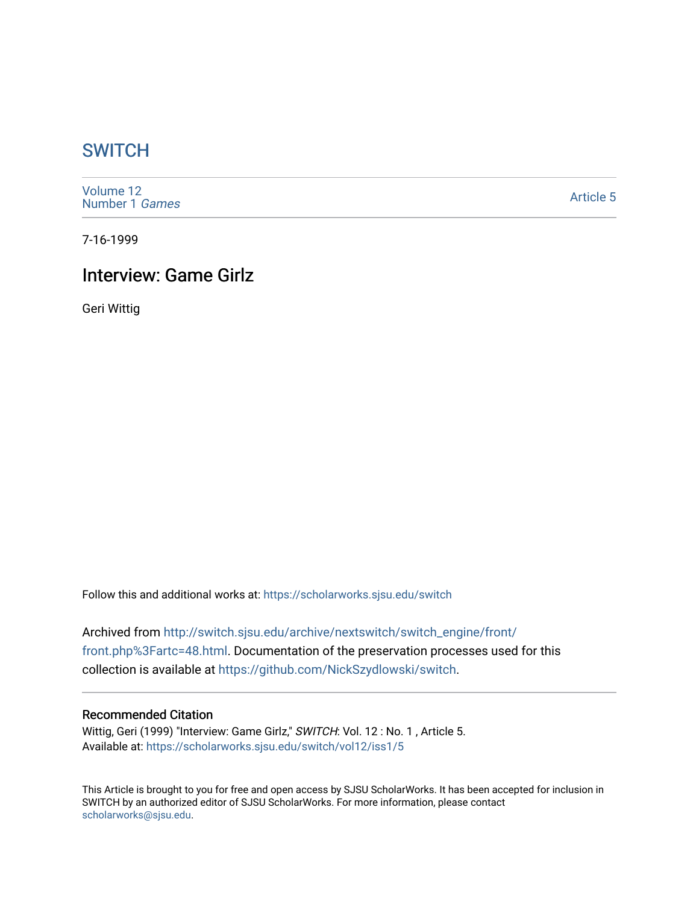# SWITCH

Volume 12
Number 1 *Games*

Article 5

7-16-1999

## Interview: Game Girlz

Geri Wittig

Follow this and additional works at: https://scholarworks.sjsu.edu/switch

Archived from http://switch.sjsu.edu/archive/nextswitch/switch_engine/front/front.php%3Fartc=48.html. Documentation of the preservation processes used for this collection is available at https://github.com/NickSzydlowski/switch.

### Recommended Citation

Wittig, Geri (1999) "Interview: Game Girlz," *SWITCH*: Vol. 12 : No. 1 , Article 5.
Available at: https://scholarworks.sjsu.edu/switch/vol12/iss1/5

This Article is brought to you for free and open access by SJSU ScholarWorks. It has been accepted for inclusion in SWITCH by an authorized editor of SJSU ScholarWorks. For more information, please contact scholarworks@sjsu.edu.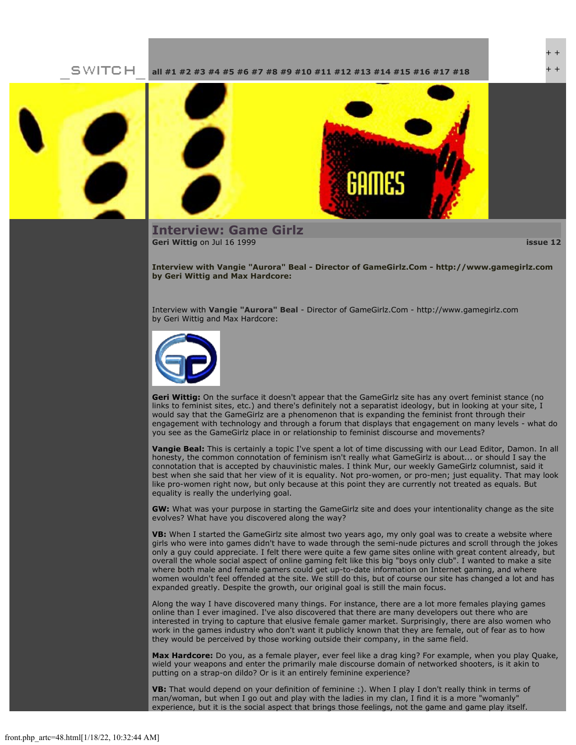_SWITCH_ all #1 #2 #3 #4 #5 #6 #7 #8 #9 #10 #11 #12 #13 #14 #15 #16 #17 #18

## Interview: Game Girlz

**Geri Wittig** on Jul 16 1999 — issue 12

**Interview with Vangie "Aurora" Beal - Director of GameGirlz.Com - http://www.gamegirlz.com by Geri Wittig and Max Hardcore:**

Interview with **Vangie "Aurora" Beal** - Director of GameGirlz.Com - http://www.gamegirlz.com by Geri Wittig and Max Hardcore:

**Geri Wittig:** On the surface it doesn't appear that the GameGirlz site has any overt feminist stance (no links to feminist sites, etc.) and there's definitely not a separatist ideology, but in looking at your site, I would say that the GameGirlz are a phenomenon that is expanding the feminist front through their engagement with technology and through a forum that displays that engagement on many levels - what do you see as the GameGirlz place in or relationship to feminist discourse and movements?

**Vangie Beal:** This is certainly a topic I've spent a lot of time discussing with our Lead Editor, Damon. In all honesty, the common connotation of feminism isn't really what GameGirlz is about... or should I say the connotation that is accepted by chauvinistic males. I think Mur, our weekly GameGirlz columnist, said it best when she said that her view of it is equality. Not pro-women, or pro-men; just equality. That may look like pro-women right now, but only because at this point they are currently not treated as equals. But equality is really the underlying goal.

**GW:** What was your purpose in starting the GameGirlz site and does your intentionality change as the site evolves? What have you discovered along the way?

**VB:** When I started the GameGirlz site almost two years ago, my only goal was to create a website where girls who were into games didn't have to wade through the semi-nude pictures and scroll through the jokes only a guy could appreciate. I felt there were quite a few game sites online with great content already, but overall the whole social aspect of online gaming felt like this big "boys only club". I wanted to make a site where both male and female gamers could get up-to-date information on Internet gaming, and where women wouldn't feel offended at the site. We still do this, but of course our site has changed a lot and has expanded greatly. Despite the growth, our original goal is still the main focus.

Along the way I have discovered many things. For instance, there are a lot more females playing games online than I ever imagined. I've also discovered that there are many developers out there who are interested in trying to capture that elusive female gamer market. Surprisingly, there are also women who work in the games industry who don't want it publicly known that they are female, out of fear as to how they would be perceived by those working outside their company, in the same field.

**Max Hardcore:** Do you, as a female player, ever feel like a drag king? For example, when you play Quake, wield your weapons and enter the primarily male discourse domain of networked shooters, is it akin to putting on a strap-on dildo? Or is it an entirely feminine experience?

**VB:** That would depend on your definition of feminine :). When I play I don't really think in terms of man/woman, but when I go out and play with the ladies in my clan, I find it is a more "womanly" experience, but it is the social aspect that brings those feelings, not the game and game play itself.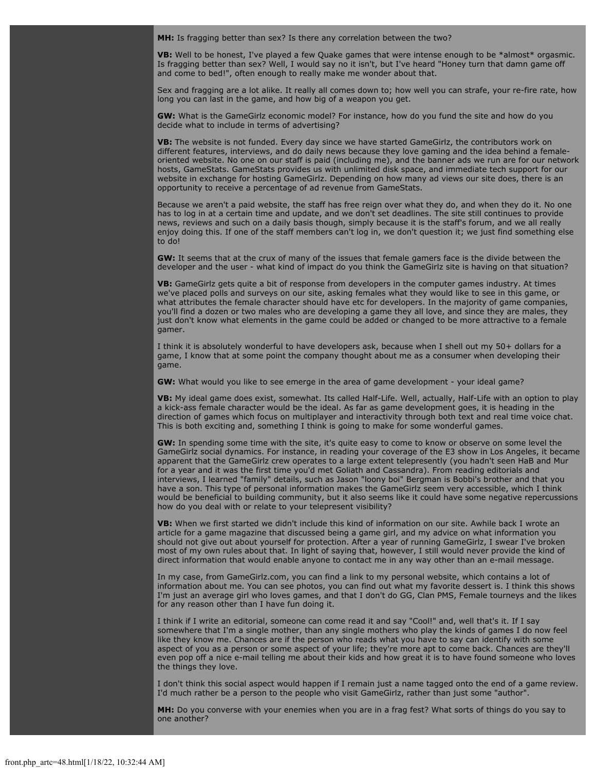**MH:** Is fragging better than sex? Is there any correlation between the two?

**VB:** Well to be honest, I've played a few Quake games that were intense enough to be *almost* orgasmic. Is fragging better than sex? Well, I would say no it isn't, but I've heard "Honey turn that damn game off and come to bed!", often enough to really make me wonder about that.

Sex and fragging are a lot alike. It really all comes down to; how well you can strafe, your re-fire rate, how long you can last in the game, and how big of a weapon you get.

**GW:** What is the GameGirlz economic model? For instance, how do you fund the site and how do you decide what to include in terms of advertising?

**VB:** The website is not funded. Every day since we have started GameGirlz, the contributors work on different features, interviews, and do daily news because they love gaming and the idea behind a female-oriented website. No one on our staff is paid (including me), and the banner ads we run are for our network hosts, GameStats. GameStats provides us with unlimited disk space, and immediate tech support for our website in exchange for hosting GameGirlz. Depending on how many ad views our site does, there is an opportunity to receive a percentage of ad revenue from GameStats.

Because we aren't a paid website, the staff has free reign over what they do, and when they do it. No one has to log in at a certain time and update, and we don't set deadlines. The site still continues to provide news, reviews and such on a daily basis though, simply because it is the staff's forum, and we all really enjoy doing this. If one of the staff members can't log in, we don't question it; we just find something else to do!

**GW:** It seems that at the crux of many of the issues that female gamers face is the divide between the developer and the user - what kind of impact do you think the GameGirlz site is having on that situation?

**VB:** GameGirlz gets quite a bit of response from developers in the computer games industry. At times we've placed polls and surveys on our site, asking females what they would like to see in this game, or what attributes the female character should have etc for developers. In the majority of game companies, you'll find a dozen or two males who are developing a game they all love, and since they are males, they just don't know what elements in the game could be added or changed to be more attractive to a female gamer.

I think it is absolutely wonderful to have developers ask, because when I shell out my 50+ dollars for a game, I know that at some point the company thought about me as a consumer when developing their game.

**GW:** What would you like to see emerge in the area of game development - your ideal game?

**VB:** My ideal game does exist, somewhat. Its called Half-Life. Well, actually, Half-Life with an option to play a kick-ass female character would be the ideal. As far as game development goes, it is heading in the direction of games which focus on multiplayer and interactivity through both text and real time voice chat. This is both exciting and, something I think is going to make for some wonderful games.

**GW:** In spending some time with the site, it's quite easy to come to know or observe on some level the GameGirlz social dynamics. For instance, in reading your coverage of the E3 show in Los Angeles, it became apparent that the GameGirlz crew operates to a large extent telepresently (you hadn't seen HaB and Mur for a year and it was the first time you'd met Goliath and Cassandra). From reading editorials and interviews, I learned "family" details, such as Jason "loony boi" Bergman is Bobbi's brother and that you have a son. This type of personal information makes the GameGirlz seem very accessible, which I think would be beneficial to building community, but it also seems like it could have some negative repercussions how do you deal with or relate to your telepresent visibility?

**VB:** When we first started we didn't include this kind of information on our site. Awhile back I wrote an article for a game magazine that discussed being a game girl, and my advice on what information you should not give out about yourself for protection. After a year of running GameGirlz, I swear I've broken most of my own rules about that. In light of saying that, however, I still would never provide the kind of direct information that would enable anyone to contact me in any way other than an e-mail message.

In my case, from GameGirlz.com, you can find a link to my personal website, which contains a lot of information about me. You can see photos, you can find out what my favorite dessert is. I think this shows I'm just an average girl who loves games, and that I don't do GG, Clan PMS, Female tourneys and the likes for any reason other than I have fun doing it.

I think if I write an editorial, someone can come read it and say "Cool!" and, well that's it. If I say somewhere that I'm a single mother, than any single mothers who play the kinds of games I do now feel like they know me. Chances are if the person who reads what you have to say can identify with some aspect of you as a person or some aspect of your life; they're more apt to come back. Chances are they'll even pop off a nice e-mail telling me about their kids and how great it is to have found someone who loves the things they love.

I don't think this social aspect would happen if I remain just a name tagged onto the end of a game review. I'd much rather be a person to the people who visit GameGirlz, rather than just some "author".

**MH:** Do you converse with your enemies when you are in a frag fest? What sorts of things do you say to one another?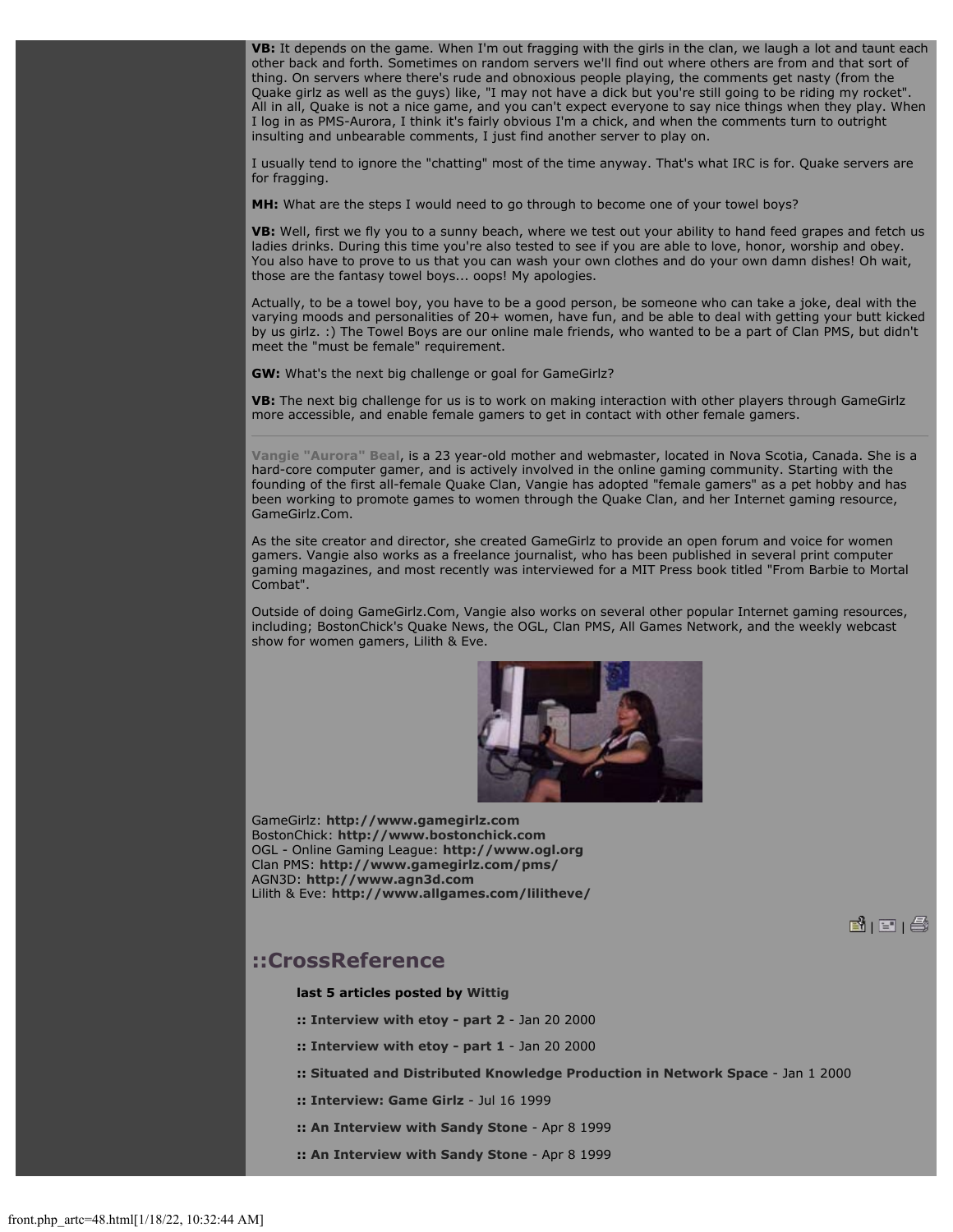**VB:** It depends on the game. When I'm out fragging with the girls in the clan, we laugh a lot and taunt each other back and forth. Sometimes on random servers we'll find out where others are from and that sort of thing. On servers where there's rude and obnoxious people playing, the comments get nasty (from the Quake girlz as well as the guys) like, "I may not have a dick but you're still going to be riding my rocket". All in all, Quake is not a nice game, and you can't expect everyone to say nice things when they play. When I log in as PMS-Aurora, I think it's fairly obvious I'm a chick, and when the comments turn to outright insulting and unbearable comments, I just find another server to play on.

I usually tend to ignore the "chatting" most of the time anyway. That's what IRC is for. Quake servers are for fragging.

**MH:** What are the steps I would need to go through to become one of your towel boys?

**VB:** Well, first we fly you to a sunny beach, where we test out your ability to hand feed grapes and fetch us ladies drinks. During this time you're also tested to see if you are able to love, honor, worship and obey. You also have to prove to us that you can wash your own clothes and do your own damn dishes! Oh wait, those are the fantasy towel boys... oops! My apologies.

Actually, to be a towel boy, you have to be a good person, be someone who can take a joke, deal with the varying moods and personalities of 20+ women, have fun, and be able to deal with getting your butt kicked by us girlz. :) The Towel Boys are our online male friends, who wanted to be a part of Clan PMS, but didn't meet the "must be female" requirement.

**GW:** What's the next big challenge or goal for GameGirlz?

**VB:** The next big challenge for us is to work on making interaction with other players through GameGirlz more accessible, and enable female gamers to get in contact with other female gamers.

---

**Vangie "Aurora" Beal**, is a 23 year-old mother and webmaster, located in Nova Scotia, Canada. She is a hard-core computer gamer, and is actively involved in the online gaming community. Starting with the founding of the first all-female Quake Clan, Vangie has adopted "female gamers" as a pet hobby and has been working to promote games to women through the Quake Clan, and her Internet gaming resource, GameGirlz.Com.

As the site creator and director, she created GameGirlz to provide an open forum and voice for women gamers. Vangie also works as a freelance journalist, who has been published in several print computer gaming magazines, and most recently was interviewed for a MIT Press book titled "From Barbie to Mortal Combat".

Outside of doing GameGirlz.Com, Vangie also works on several other popular Internet gaming resources, including; BostonChick's Quake News, the OGL, Clan PMS, All Games Network, and the weekly webcast show for women gamers, Lilith & Eve.

GameGirlz: **http://www.gamegirlz.com**
BostonChick: **http://www.bostonchick.com**
OGL - Online Gaming League: **http://www.ogl.org**
Clan PMS: **http://www.gamegirlz.com/pms/**
AGN3D: **http://www.agn3d.com**
Lilith & Eve: **http://www.allgames.com/lilitheve/**

## ::CrossReference

**last 5 articles posted by Wittig**

- **:: Interview with etoy - part 2** - Jan 20 2000
- **:: Interview with etoy - part 1** - Jan 20 2000
- **:: Situated and Distributed Knowledge Production in Network Space** - Jan 1 2000
- **:: Interview: Game Girlz** - Jul 16 1999
- **:: An Interview with Sandy Stone** - Apr 8 1999
- **:: An Interview with Sandy Stone** - Apr 8 1999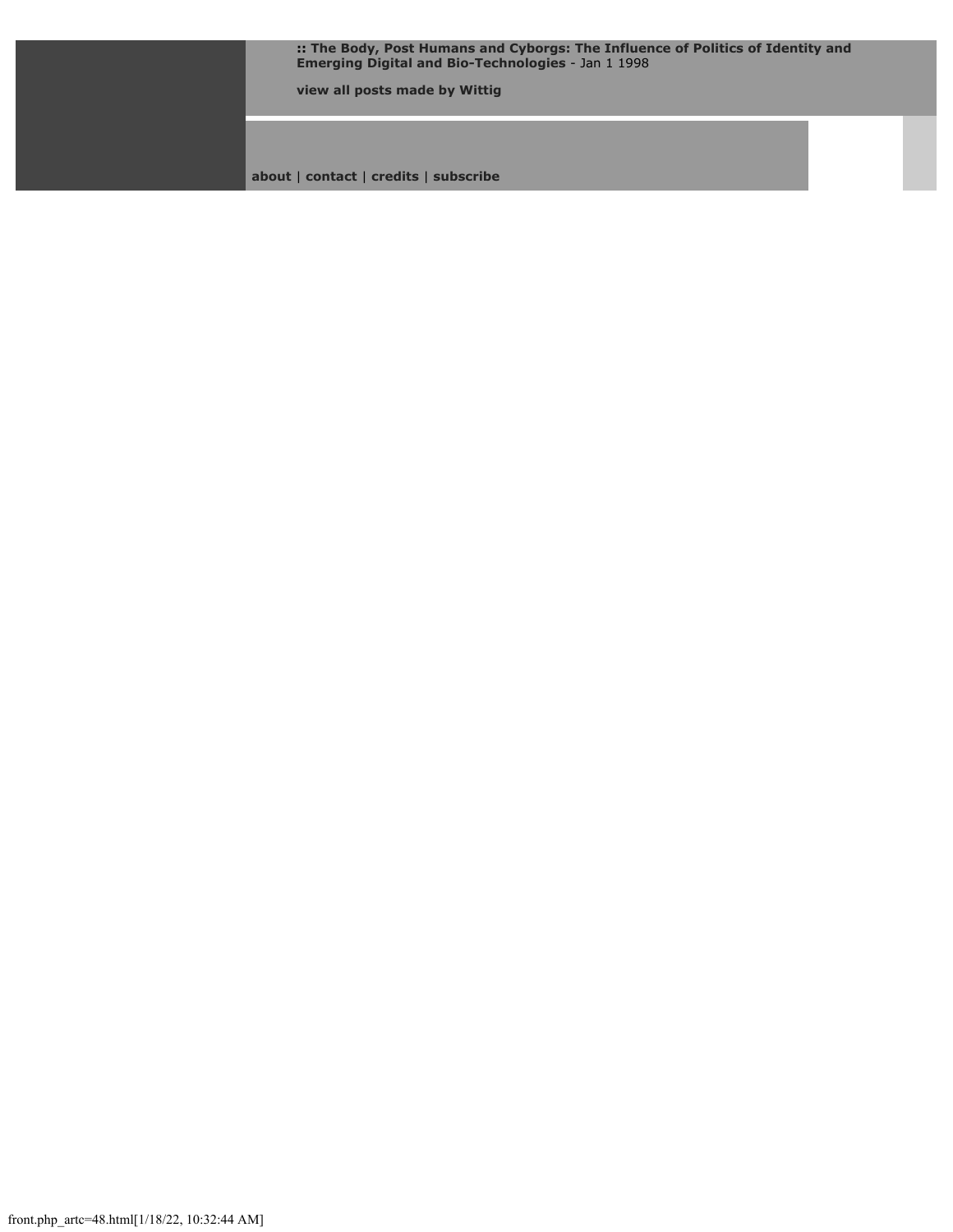**:: The Body, Post Humans and Cyborgs: The Influence of Politics of Identity and Emerging Digital and Bio-Technologies** - Jan 1 1998

**view all posts made by Wittig**

**about** | **contact** | **credits** | **subscribe**